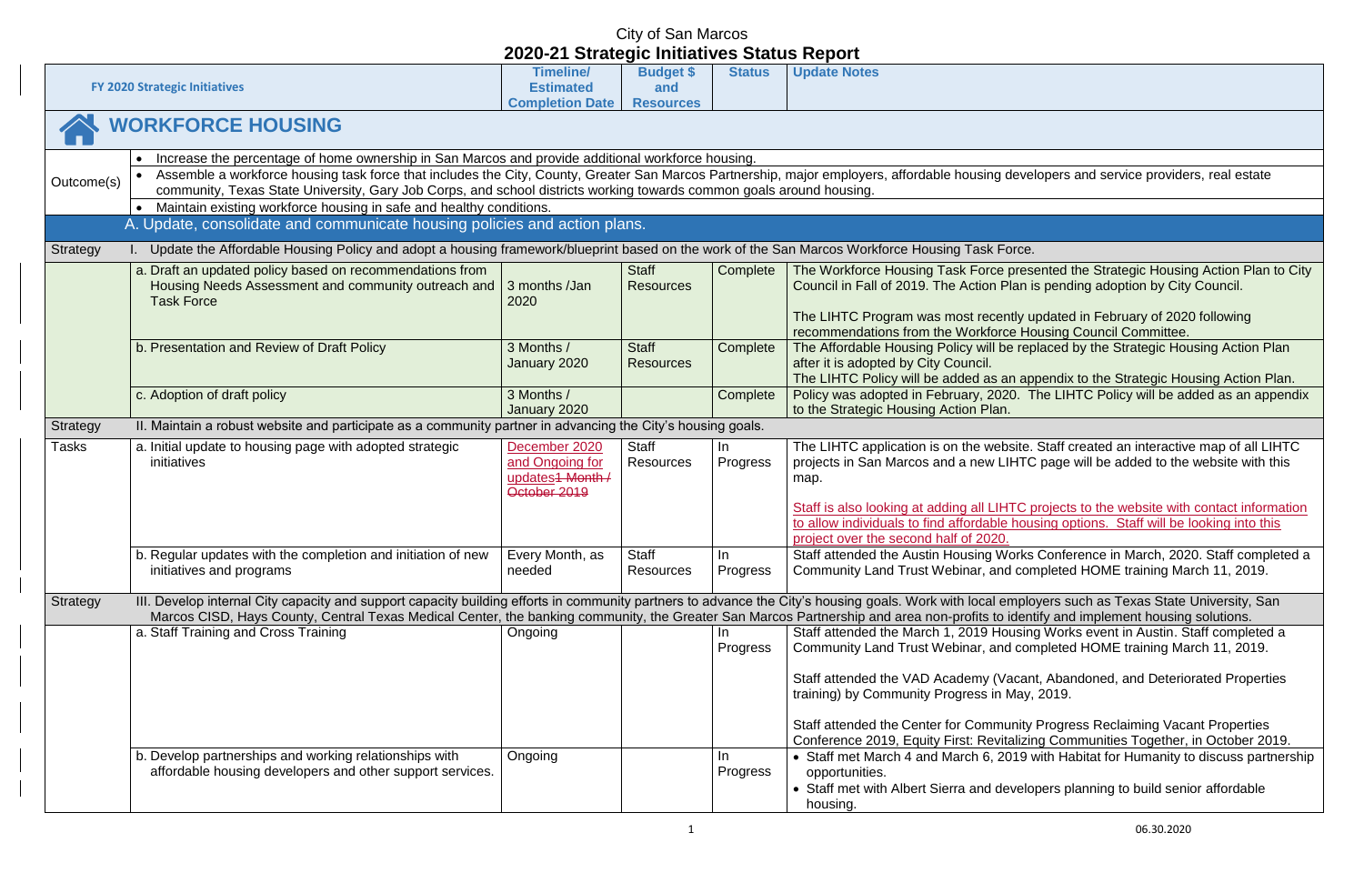# City of San Marcos
## 2020-21 Strategic Initiatives Status Report

| FY 2020 Strategic Initiatives | | Timeline/ Estimated Completion Date | Budget $ and Resources | Status | Update Notes |
|---|---|---|---|---|---|
| **WORKFORCE HOUSING** | | | | | |
| Outcome(s) | • Increase the percentage of home ownership in San Marcos and provide additional workforce housing. | | | | |
| | • Assemble a workforce housing task force that includes the City, County, Greater San Marcos Partnership, major employers, affordable housing developers and service providers, real estate community, Texas State University, Gary Job Corps, and school districts working towards common goals around housing. | | | | |
| | • Maintain existing workforce housing in safe and healthy conditions. | | | | |
| | A. Update, consolidate and communicate housing policies and action plans. | | | | |
| Strategy | I. Update the Affordable Housing Policy and adopt a housing framework/blueprint based on the work of the San Marcos Workforce Housing Task Force. | | | | |
| | a. Draft an updated policy based on recommendations from Housing Needs Assessment and community outreach and Task Force | 3 months /Jan 2020 | Staff Resources | Complete | The Workforce Housing Task Force presented the Strategic Housing Action Plan to City Council in Fall of 2019. The Action Plan is pending adoption by City Council.<br><br>The LIHTC Program was most recently updated in February of 2020 following recommendations from the Workforce Housing Council Committee. |
| | b. Presentation and Review of Draft Policy | 3 Months / January 2020 | Staff Resources | Complete | The Affordable Housing Policy will be replaced by the Strategic Housing Action Plan after it is adopted by City Council.<br>The LIHTC Policy will be added as an appendix to the Strategic Housing Action Plan. |
| | c. Adoption of draft policy | 3 Months / January 2020 | | Complete | Policy was adopted in February, 2020. The LIHTC Policy will be added as an appendix to the Strategic Housing Action Plan. |
| Strategy | II. Maintain a robust website and participate as a community partner in advancing the City's housing goals. | | | | |
| Tasks | a. Initial update to housing page with adopted strategic initiatives | December 2020 and Ongoing for updates ~~1 Month / October 2019~~ | Staff Resources | In Progress | The LIHTC application is on the website. Staff created an interactive map of all LIHTC projects in San Marcos and a new LIHTC page will be added to the website with this map.<br><br>Staff is also looking at adding all LIHTC projects to the website with contact information to allow individuals to find affordable housing options. Staff will be looking into this project over the second half of 2020. |
| | b. Regular updates with the completion and initiation of new initiatives and programs | Every Month, as needed | Staff Resources | In Progress | Staff attended the Austin Housing Works Conference in March, 2020. Staff completed a Community Land Trust Webinar, and completed HOME training March 11, 2019. |
| Strategy | III. Develop internal City capacity and support capacity building efforts in community partners to advance the City's housing goals. Work with local employers such as Texas State University, San Marcos CISD, Hays County, Central Texas Medical Center, the banking community, the Greater San Marcos Partnership and area non-profits to identify and implement housing solutions. | | | | |
| | a. Staff Training and Cross Training | Ongoing | | In Progress | Staff attended the March 1, 2019 Housing Works event in Austin. Staff completed a Community Land Trust Webinar, and completed HOME training March 11, 2019.<br><br>Staff attended the VAD Academy (Vacant, Abandoned, and Deteriorated Properties training) by Community Progress in May, 2019.<br><br>Staff attended the Center for Community Progress Reclaiming Vacant Properties Conference 2019, Equity First: Revitalizing Communities Together, in October 2019. |
| | b. Develop partnerships and working relationships with affordable housing developers and other support services. | Ongoing | | In Progress | • Staff met March 4 and March 6, 2019 with Habitat for Humanity to discuss partnership opportunities.<br>• Staff met with Albert Sierra and developers planning to build senior affordable housing. |

06.30.2020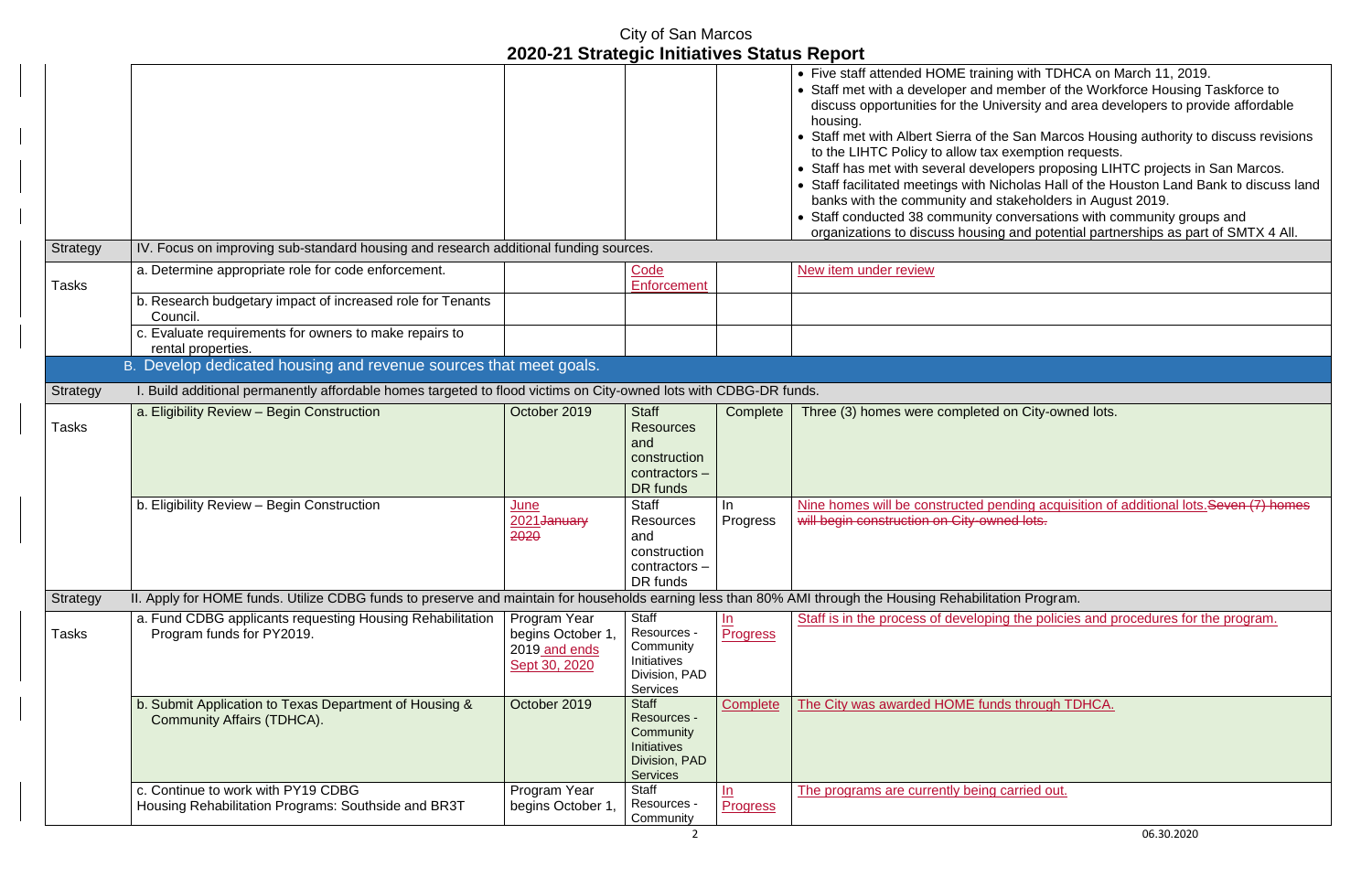# City of San Marcos
## 2020-21 Strategic Initiatives Status Report

| | | | | | |
|---|---|---|---|---|---|
| | | | | | • Five staff attended HOME training with TDHCA on March 11, 2019.<br>• Staff met with a developer and member of the Workforce Housing Taskforce to discuss opportunities for the University and area developers to provide affordable housing.<br>• Staff met with Albert Sierra of the San Marcos Housing authority to discuss revisions to the LIHTC Policy to allow tax exemption requests.<br>• Staff has met with several developers proposing LIHTC projects in San Marcos.<br>• Staff facilitated meetings with Nicholas Hall of the Houston Land Bank to discuss land banks with the community and stakeholders in August 2019.<br>• Staff conducted 38 community conversations with community groups and organizations to discuss housing and potential partnerships as part of SMTX 4 All. |
| Strategy | IV. Focus on improving sub-standard housing and research additional funding sources. | | | | |
| Tasks | a. Determine appropriate role for code enforcement. | | Code Enforcement | | New item under review |
| | b. Research budgetary impact of increased role for Tenants Council. | | | | |
| | c. Evaluate requirements for owners to make repairs to rental properties. | | | | |
| | **B. Develop dedicated housing and revenue sources that meet goals.** | | | | |
| Strategy | I. Build additional permanently affordable homes targeted to flood victims on City-owned lots with CDBG-DR funds. | | | | |
| Tasks | a. Eligibility Review – Begin Construction | October 2019 | Staff Resources and construction contractors – DR funds | Complete | Three (3) homes were completed on City-owned lots. |
| | b. Eligibility Review – Begin Construction | June 2021~~January 2020~~ | Staff Resources and construction contractors – DR funds | In Progress | Nine homes will be constructed pending acquisition of additional lots.~~Seven (7) homes will begin construction on City-owned lots.~~ |
| Strategy | II. Apply for HOME funds. Utilize CDBG funds to preserve and maintain for households earning less than 80% AMI through the Housing Rehabilitation Program. | | | | |
| Tasks | a. Fund CDBG applicants requesting Housing Rehabilitation Program funds for PY2019. | Program Year begins October 1, 2019 and ends Sept 30, 2020 | Staff Resources - Community Initiatives Division, PAD Services | In Progress | Staff is in the process of developing the policies and procedures for the program. |
| | b. Submit Application to Texas Department of Housing & Community Affairs (TDHCA). | October 2019 | Staff Resources - Community Initiatives Division, PAD Services | Complete | The City was awarded HOME funds through TDHCA. |
| | c. Continue to work with PY19 CDBG Housing Rehabilitation Programs: Southside and BR3T | Program Year begins October 1, | Staff Resources - Community | In Progress | The programs are currently being carried out. |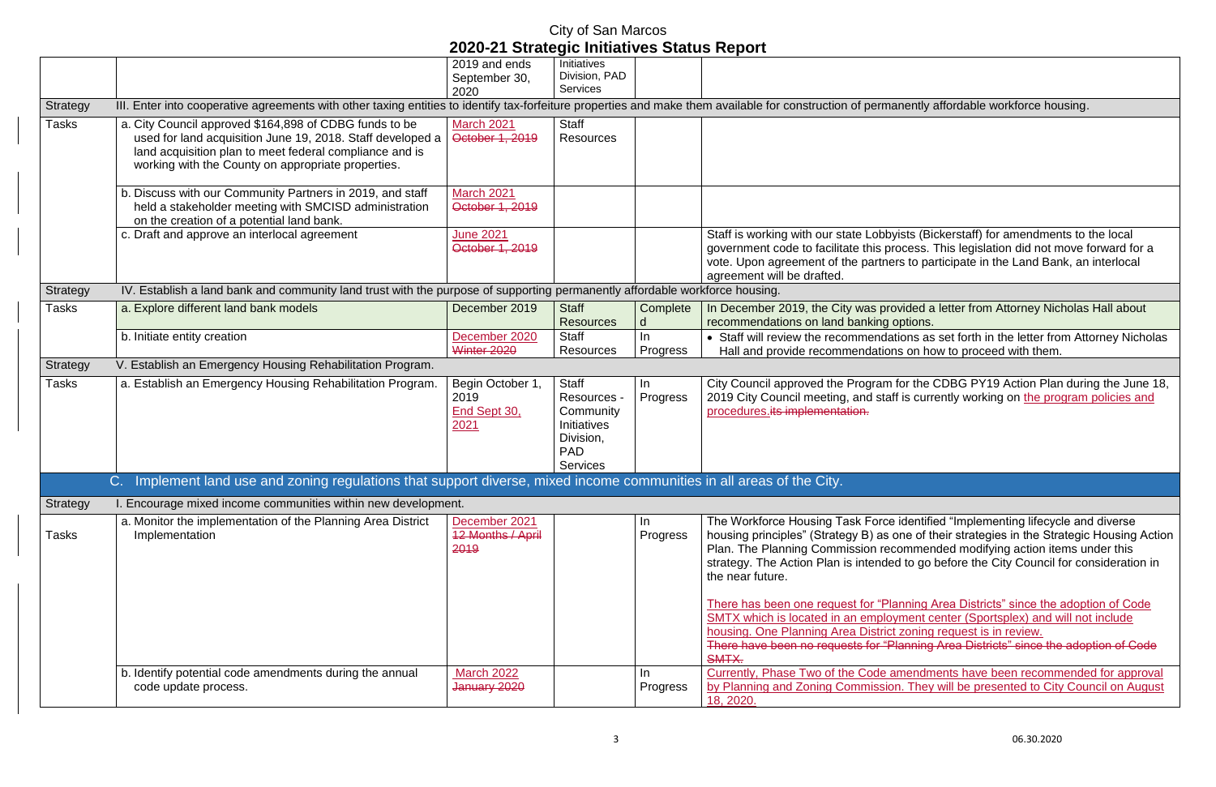# City of San Marcos
## 2020-21 Strategic Initiatives Status Report

| | | | | | |
|---|---|---|---|---|---|
| | | 2019 and ends September 30, 2020 | Initiatives Division, PAD Services | | |
| Strategy | III. Enter into cooperative agreements with other taxing entities to identify tax-forfeiture properties and make them available for construction of permanently affordable workforce housing. | | | | |
| Tasks | a. City Council approved $164,898 of CDBG funds to be used for land acquisition June 19, 2018. Staff developed a land acquisition plan to meet federal compliance and is working with the County on appropriate properties. | March 2021 ~~October 1, 2019~~ | Staff Resources | | |
| | b. Discuss with our Community Partners in 2019, and staff held a stakeholder meeting with SMCISD administration on the creation of a potential land bank. | March 2021 ~~October 1, 2019~~ | | | |
| | c. Draft and approve an interlocal agreement | June 2021 ~~October 1, 2019~~ | | | Staff is working with our state Lobbyists (Bickerstaff) for amendments to the local government code to facilitate this process. This legislation did not move forward for a vote. Upon agreement of the partners to participate in the Land Bank, an interlocal agreement will be drafted. |
| Strategy | IV. Establish a land bank and community land trust with the purpose of supporting permanently affordable workforce housing. | | | | |
| Tasks | a. Explore different land bank models | December 2019 | Staff Resources | Completed | In December 2019, the City was provided a letter from Attorney Nicholas Hall about recommendations on land banking options. |
| | b. Initiate entity creation | December 2020 ~~Winter 2020~~ | Staff Resources | In Progress | • Staff will review the recommendations as set forth in the letter from Attorney Nicholas Hall and provide recommendations on how to proceed with them. |
| Strategy | V. Establish an Emergency Housing Rehabilitation Program. | | | | |
| Tasks | a. Establish an Emergency Housing Rehabilitation Program. | Begin October 1, 2019 End Sept 30, 2021 | Staff Resources - Community Initiatives Division, PAD Services | In Progress | City Council approved the Program for the CDBG PY19 Action Plan during the June 18, 2019 City Council meeting, and staff is currently working on the program policies and procedures. ~~its implementation.~~ |
| | **C. Implement land use and zoning regulations that support diverse, mixed income communities in all areas of the City.** | | | | |
| Strategy | I. Encourage mixed income communities within new development. | | | | |
| Tasks | a. Monitor the implementation of the Planning Area District Implementation | December 2021 ~~12 Months / April 2019~~ | | In Progress | The Workforce Housing Task Force identified "Implementing lifecycle and diverse housing principles" (Strategy B) as one of their strategies in the Strategic Housing Action Plan. The Planning Commission recommended modifying action items under this strategy. The Action Plan is intended to go before the City Council for consideration in the near future.<br><br>There has been one request for "Planning Area Districts" since the adoption of Code SMTX which is located in an employment center (Sportsplex) and will not include housing. One Planning Area District zoning request is in review. ~~There have been no requests for "Planning Area Districts" since the adoption of Code SMTX.~~ |
| | b. Identify potential code amendments during the annual code update process. | March 2022 ~~January 2020~~ | | In Progress | Currently, Phase Two of the Code amendments have been recommended for approval by Planning and Zoning Commission. They will be presented to City Council on August 18, 2020. |

06.30.2020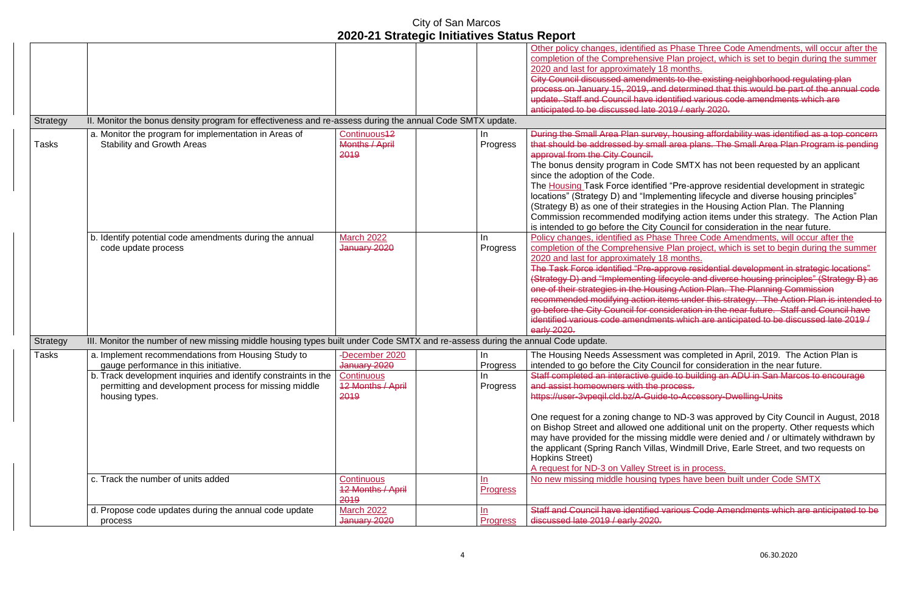# City of San Marcos
## 2020-21 Strategic Initiatives Status Report

| | | | | | |
|---|---|---|---|---|---|
| | | | | | Other policy changes, identified as Phase Three Code Amendments, will occur after the completion of the Comprehensive Plan project, which is set to begin during the summer 2020 and last for approximately 18 months. City Council discussed amendments to the existing neighborhood regulating plan process on January 15, 2019, and determined that this would be part of the annual code update. Staff and Council have identified various code amendments which are anticipated to be discussed late 2019 / early 2020. |
| Strategy | II. Monitor the bonus density program for effectiveness and re-assess during the annual Code SMTX update. | | | | |
| Tasks | a. Monitor the program for implementation in Areas of Stability and Growth Areas | Continuous 12 Months / April 2019 | | In Progress | During the Small Area Plan survey, housing affordability was identified as a top concern that should be addressed by small area plans. The Small Area Plan Program is pending approval from the City Council. The bonus density program in Code SMTX has not been requested by an applicant since the adoption of the Code. The Housing Task Force identified "Pre-approve residential development in strategic locations" (Strategy D) and "Implementing lifecycle and diverse housing principles" (Strategy B) as one of their strategies in the Housing Action Plan. The Planning Commission recommended modifying action items under this strategy. The Action Plan is intended to go before the City Council for consideration in the near future. |
| | b. Identify potential code amendments during the annual code update process | March 2022 January 2020 | | In Progress | Policy changes, identified as Phase Three Code Amendments, will occur after the completion of the Comprehensive Plan project, which is set to begin during the summer 2020 and last for approximately 18 months. The Task Force identified "Pre-approve residential development in strategic locations" (Strategy D) and "Implementing lifecycle and diverse housing principles" (Strategy B) as one of their strategies in the Housing Action Plan. The Planning Commission recommended modifying action items under this strategy. The Action Plan is intended to go before the City Council for consideration in the near future. Staff and Council have identified various code amendments which are anticipated to be discussed late 2019 / early 2020. |
| Strategy | III. Monitor the number of new missing middle housing types built under Code SMTX and re-assess during the annual Code update. | | | | |
| Tasks | a. Implement recommendations from Housing Study to gauge performance in this initiative. | December 2020 January 2020 | | In Progress | The Housing Needs Assessment was completed in April, 2019. The Action Plan is intended to go before the City Council for consideration in the near future. |
| | b. Track development inquiries and identify constraints in the permitting and development process for missing middle housing types. | Continuous 12 Months / April 2019 | | In Progress | Staff completed an interactive guide to building an ADU in San Marcos to encourage and assist homeowners with the process. https://user-3vpeqil.cld.bz/A-Guide-to-Accessory-Dwelling-Units One request for a zoning change to ND-3 was approved by City Council in August, 2018 on Bishop Street and allowed one additional unit on the property. Other requests which may have provided for the missing middle were denied and / or ultimately withdrawn by the applicant (Spring Ranch Villas, Windmill Drive, Earle Street, and two requests on Hopkins Street) A request for ND-3 on Valley Street is in process. |
| | c. Track the number of units added | Continuous 12 Months / April 2019 | | In Progress | No new missing middle housing types have been built under Code SMTX |
| | d. Propose code updates during the annual code update process | March 2022 January 2020 | | In Progress | Staff and Council have identified various Code Amendments which are anticipated to be discussed late 2019 / early 2020. |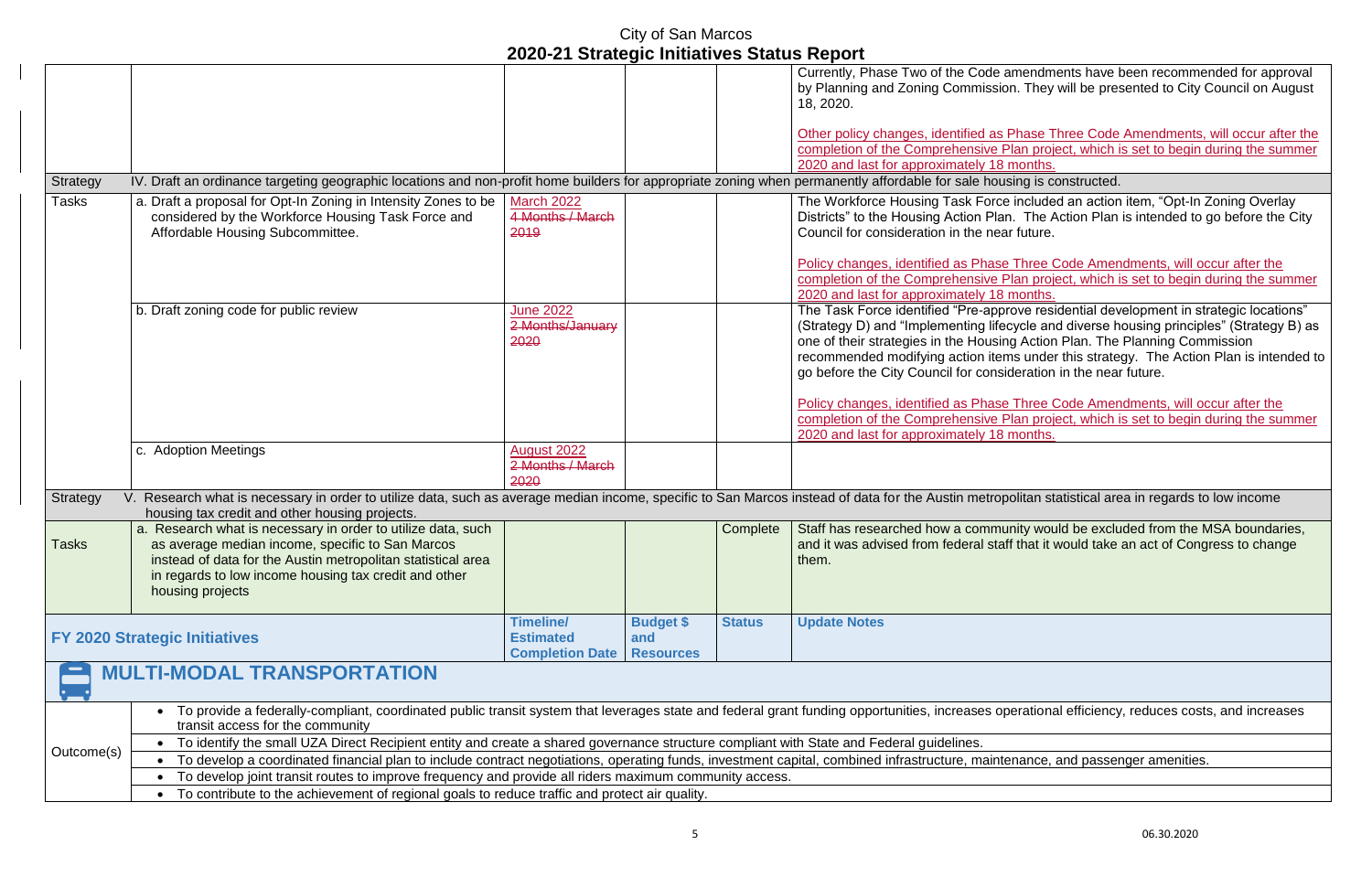# City of San Marcos
## 2020-21 Strategic Initiatives Status Report

| | | | | | |
|---|---|---|---|---|---|
| | | | | | Currently, Phase Two of the Code amendments have been recommended for approval by Planning and Zoning Commission. They will be presented to City Council on August 18, 2020.<br><br>Other policy changes, identified as Phase Three Code Amendments, will occur after the completion of the Comprehensive Plan project, which is set to begin during the summer 2020 and last for approximately 18 months. |
| Strategy | IV. Draft an ordinance targeting geographic locations and non-profit home builders for appropriate zoning when permanently affordable for sale housing is constructed. | | | | |
| Tasks | a. Draft a proposal for Opt-In Zoning in Intensity Zones to be considered by the Workforce Housing Task Force and Affordable Housing Subcommittee. | March 2022<br>~~4 Months / March 2019~~ | | | The Workforce Housing Task Force included an action item, "Opt-In Zoning Overlay Districts" to the Housing Action Plan. The Action Plan is intended to go before the City Council for consideration in the near future.<br><br>Policy changes, identified as Phase Three Code Amendments, will occur after the completion of the Comprehensive Plan project, which is set to begin during the summer 2020 and last for approximately 18 months. |
| | b. Draft zoning code for public review | June 2022<br>~~2 Months/January 2020~~ | | | The Task Force identified "Pre-approve residential development in strategic locations" (Strategy D) and "Implementing lifecycle and diverse housing principles" (Strategy B) as one of their strategies in the Housing Action Plan. The Planning Commission recommended modifying action items under this strategy. The Action Plan is intended to go before the City Council for consideration in the near future.<br><br>Policy changes, identified as Phase Three Code Amendments, will occur after the completion of the Comprehensive Plan project, which is set to begin during the summer 2020 and last for approximately 18 months. |
| | c. Adoption Meetings | August 2022<br>~~2 Months / March 2020~~ | | | |
| Strategy | V. Research what is necessary in order to utilize data, such as average median income, specific to San Marcos instead of data for the Austin metropolitan statistical area in regards to low income housing tax credit and other housing projects. | | | | |
| Tasks | a. Research what is necessary in order to utilize data, such as average median income, specific to San Marcos instead of data for the Austin metropolitan statistical area in regards to low income housing tax credit and other housing projects | | | Complete | Staff has researched how a community would be excluded from the MSA boundaries, and it was advised from federal staff that it would take an act of Congress to change them. |

| FY 2020 Strategic Initiatives | Timeline/ Estimated Completion Date | Budget $ and Resources | Status | Update Notes |
|---|---|---|---|---|

## MULTI-MODAL TRANSPORTATION

**Outcome(s)**

- To provide a federally-compliant, coordinated public transit system that leverages state and federal grant funding opportunities, increases operational efficiency, reduces costs, and increases transit access for the community
- To identify the small UZA Direct Recipient entity and create a shared governance structure compliant with State and Federal guidelines.
- To develop a coordinated financial plan to include contract negotiations, operating funds, investment capital, combined infrastructure, maintenance, and passenger amenities.
- To develop joint transit routes to improve frequency and provide all riders maximum community access.
- To contribute to the achievement of regional goals to reduce traffic and protect air quality.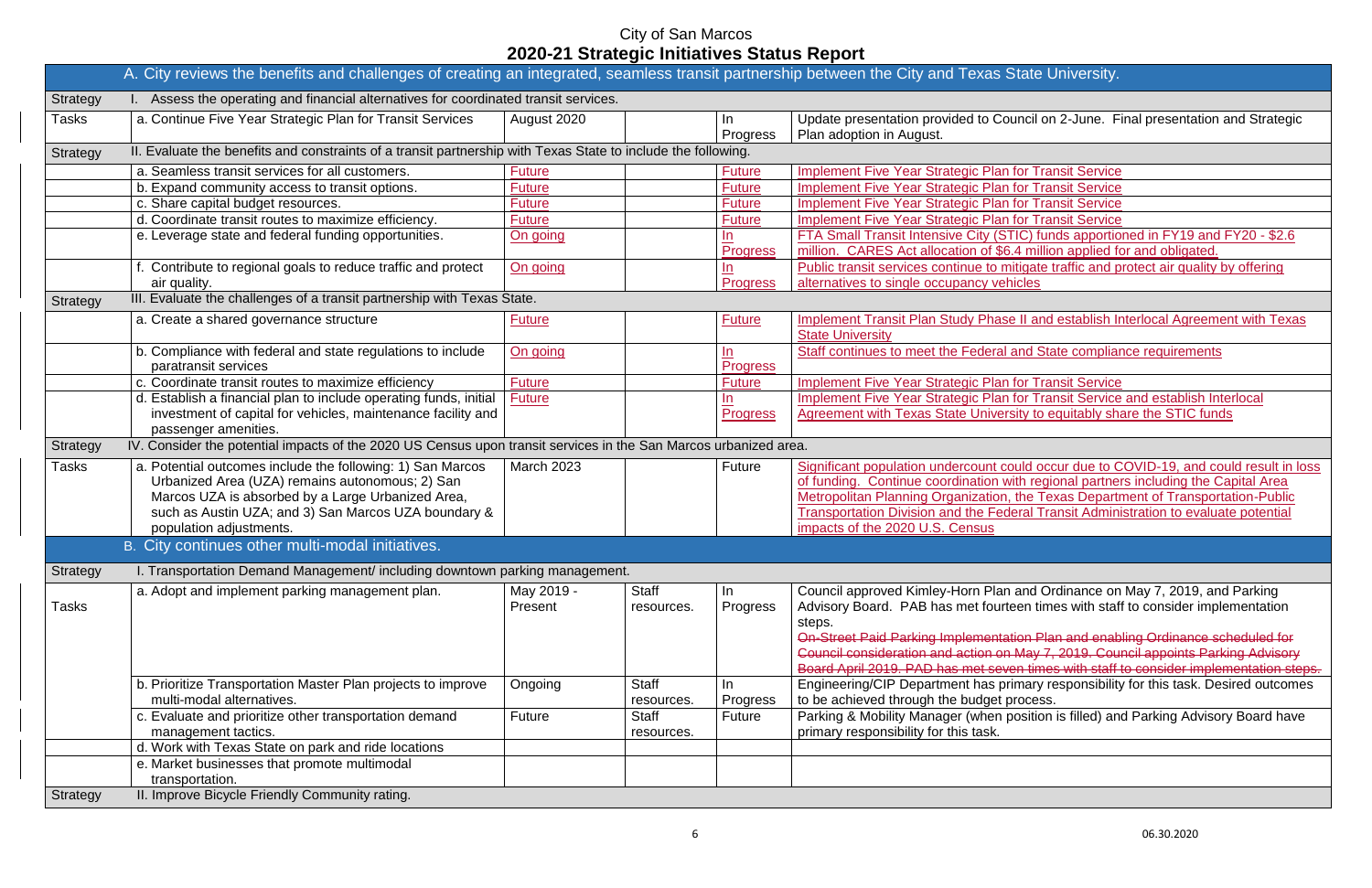# City of San Marcos
## 2020-21 Strategic Initiatives Status Report

| | A. City reviews the benefits and challenges of creating an integrated, seamless transit partnership between the City and Texas State University. | | | | |
|---|---|---|---|---|---|
| Strategy | I. Assess the operating and financial alternatives for coordinated transit services. | | | | |
| Tasks | a. Continue Five Year Strategic Plan for Transit Services | August 2020 | | In Progress | Update presentation provided to Council on 2-June. Final presentation and Strategic Plan adoption in August. |
| Strategy | II. Evaluate the benefits and constraints of a transit partnership with Texas State to include the following. | | | | |
| | a. Seamless transit services for all customers. | Future | | Future | Implement Five Year Strategic Plan for Transit Service |
| | b. Expand community access to transit options. | Future | | Future | Implement Five Year Strategic Plan for Transit Service |
| | c. Share capital budget resources. | Future | | Future | Implement Five Year Strategic Plan for Transit Service |
| | d. Coordinate transit routes to maximize efficiency. | Future | | Future | Implement Five Year Strategic Plan for Transit Service |
| | e. Leverage state and federal funding opportunities. | On going | | In Progress | FTA Small Transit Intensive City (STIC) funds apportioned in FY19 and FY20 - $2.6 million. CARES Act allocation of $6.4 million applied for and obligated. |
| | f. Contribute to regional goals to reduce traffic and protect air quality. | On going | | In Progress | Public transit services continue to mitigate traffic and protect air quality by offering alternatives to single occupancy vehicles |
| Strategy | III. Evaluate the challenges of a transit partnership with Texas State. | | | | |
| | a. Create a shared governance structure | Future | | Future | Implement Transit Plan Study Phase II and establish Interlocal Agreement with Texas State University |
| | b. Compliance with federal and state regulations to include paratransit services | On going | | In Progress | Staff continues to meet the Federal and State compliance requirements |
| | c. Coordinate transit routes to maximize efficiency | Future | | Future | Implement Five Year Strategic Plan for Transit Service |
| | d. Establish a financial plan to include operating funds, initial investment of capital for vehicles, maintenance facility and passenger amenities. | Future | | In Progress | Implement Five Year Strategic Plan for Transit Service and establish Interlocal Agreement with Texas State University to equitably share the STIC funds |
| Strategy | IV. Consider the potential impacts of the 2020 US Census upon transit services in the San Marcos urbanized area. | | | | |
| Tasks | a. Potential outcomes include the following: 1) San Marcos Urbanized Area (UZA) remains autonomous; 2) San Marcos UZA is absorbed by a Large Urbanized Area, such as Austin UZA; and 3) San Marcos UZA boundary & population adjustments. | March 2023 | | Future | Significant population undercount could occur due to COVID-19, and could result in loss of funding. Continue coordination with regional partners including the Capital Area Metropolitan Planning Organization, the Texas Department of Transportation-Public Transportation Division and the Federal Transit Administration to evaluate potential impacts of the 2020 U.S. Census |
| | B. City continues other multi-modal initiatives. | | | | |
| Strategy | I. Transportation Demand Management/ including downtown parking management. | | | | |
| Tasks | a. Adopt and implement parking management plan. | May 2019 - Present | Staff resources. | In Progress | Council approved Kimley-Horn Plan and Ordinance on May 7, 2019, and Parking Advisory Board. PAB has met fourteen times with staff to consider implementation steps. ~~On-Street Paid Parking Implementation Plan and enabling Ordinance scheduled for Council consideration and action on May 7, 2019. Council appoints Parking Advisory Board April 2019. PAD has met seven times with staff to consider implementation steps.~~ |
| | b. Prioritize Transportation Master Plan projects to improve multi-modal alternatives. | Ongoing | Staff resources. | In Progress | Engineering/CIP Department has primary responsibility for this task. Desired outcomes to be achieved through the budget process. |
| | c. Evaluate and prioritize other transportation demand management tactics. | Future | Staff resources. | Future | Parking & Mobility Manager (when position is filled) and Parking Advisory Board have primary responsibility for this task. |
| | d. Work with Texas State on park and ride locations | | | | |
| | e. Market businesses that promote multimodal transportation. | | | | |
| Strategy | II. Improve Bicycle Friendly Community rating. | | | | |

06.30.2020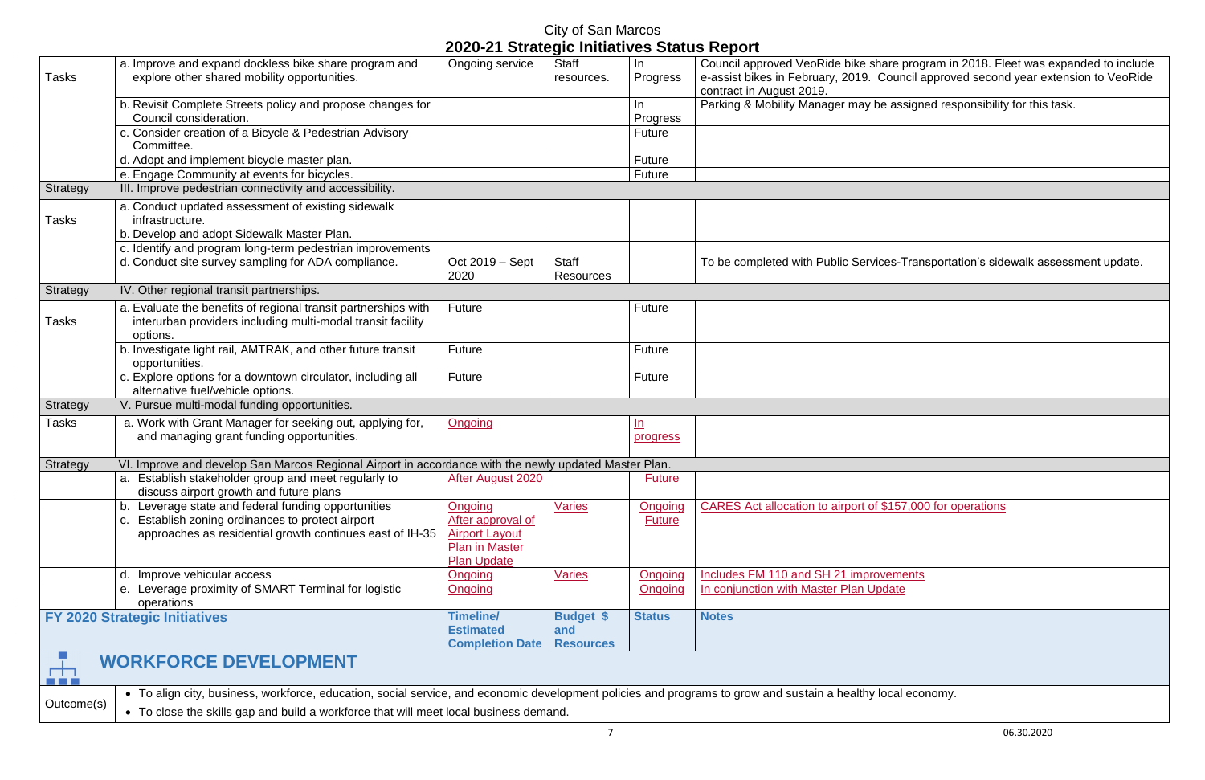# City of San Marcos
## 2020-21 Strategic Initiatives Status Report

| | | | | | |
|---|---|---|---|---|---|
| Tasks | a. Improve and expand dockless bike share program and explore other shared mobility opportunities. | Ongoing service | Staff resources. | In Progress | Council approved VeoRide bike share program in 2018. Fleet was expanded to include e-assist bikes in February, 2019. Council approved second year extension to VeoRide contract in August 2019. |
| | b. Revisit Complete Streets policy and propose changes for Council consideration. | | | In Progress | Parking & Mobility Manager may be assigned responsibility for this task. |
| | c. Consider creation of a Bicycle & Pedestrian Advisory Committee. | | | Future | |
| | d. Adopt and implement bicycle master plan. | | | Future | |
| | e. Engage Community at events for bicycles. | | | Future | |
| Strategy | III. Improve pedestrian connectivity and accessibility. | | | | |
| Tasks | a. Conduct updated assessment of existing sidewalk infrastructure. | | | | |
| | b. Develop and adopt Sidewalk Master Plan. | | | | |
| | c. Identify and program long-term pedestrian improvements | | | | |
| | d. Conduct site survey sampling for ADA compliance. | Oct 2019 – Sept 2020 | Staff Resources | | To be completed with Public Services-Transportation's sidewalk assessment update. |
| Strategy | IV. Other regional transit partnerships. | | | | |
| Tasks | a. Evaluate the benefits of regional transit partnerships with interurban providers including multi-modal transit facility options. | Future | | Future | |
| | b. Investigate light rail, AMTRAK, and other future transit opportunities. | Future | | Future | |
| | c. Explore options for a downtown circulator, including all alternative fuel/vehicle options. | Future | | Future | |
| Strategy | V. Pursue multi-modal funding opportunities. | | | | |
| Tasks | a. Work with Grant Manager for seeking out, applying for, and managing grant funding opportunities. | Ongoing | | In progress | |
| Strategy | VI. Improve and develop San Marcos Regional Airport in accordance with the newly updated Master Plan. | | | | |
| | a. Establish stakeholder group and meet regularly to discuss airport growth and future plans | After August 2020 | | Future | |
| | b. Leverage state and federal funding opportunities | Ongoing | Varies | Ongoing | CARES Act allocation to airport of $157,000 for operations |
| | c. Establish zoning ordinances to protect airport approaches as residential growth continues east of IH-35 | After approval of Airport Layout Plan in Master Plan Update | | Future | |
| | d. Improve vehicular access | Ongoing | Varies | Ongoing | Includes FM 110 and SH 21 improvements |
| | e. Leverage proximity of SMART Terminal for logistic operations | Ongoing | | Ongoing | In conjunction with Master Plan Update |

| **FY 2020 Strategic Initiatives** | **Timeline/ Estimated Completion Date** | **Budget $ and Resources** | **Status** | **Notes** |
|---|---|---|---|---|

## WORKFORCE DEVELOPMENT

| | |
|---|---|
| Outcome(s) | • To align city, business, workforce, education, social service, and economic development policies and programs to grow and sustain a healthy local economy. |
| | • To close the skills gap and build a workforce that will meet local business demand. |

06.30.2020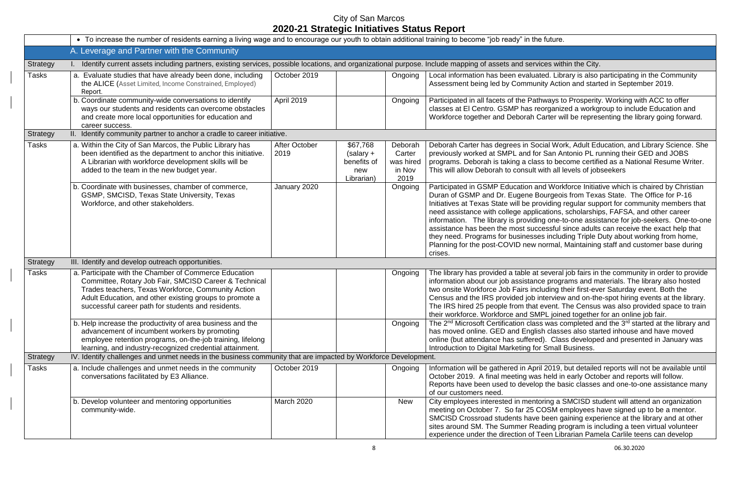# City of San Marcos
## 2020-21 Strategic Initiatives Status Report

| | | | | | |
|---|---|---|---|---|---|
| | • To increase the number of residents earning a living wage and to encourage our youth to obtain additional training to become "job ready" in the future. | | | | |
| | **A. Leverage and Partner with the Community** | | | | |
| Strategy | I. Identify current assets including partners, existing services, possible locations, and organizational purpose. Include mapping of assets and services within the City. | | | | |
| Tasks | a. Evaluate studies that have already been done, including the ALICE (Asset Limited, Income Constrained, Employed) Report. | October 2019 | | Ongoing | Local information has been evaluated. Library is also participating in the Community Assessment being led by Community Action and started in September 2019. |
| | b. Coordinate community-wide conversations to identify ways our students and residents can overcome obstacles and create more local opportunities for education and career success. | April 2019 | | Ongoing | Participated in all facets of the Pathways to Prosperity. Working with ACC to offer classes at El Centro. GSMP has reorganized a workgroup to include Education and Workforce together and Deborah Carter will be representing the library going forward. |
| Strategy | II. Identify community partner to anchor a cradle to career initiative. | | | | |
| Tasks | a. Within the City of San Marcos, the Public Library has been identified as the department to anchor this initiative. A Librarian with workforce development skills will be added to the team in the new budget year. | After October 2019 | $67,768 (salary + benefits of new Librarian) | Deborah Carter was hired in Nov 2019 | Deborah Carter has degrees in Social Work, Adult Education, and Library Science. She previously worked at SMPL and for San Antonio PL running their GED and JOBS programs. Deborah is taking a class to become certified as a National Resume Writer. This will allow Deborah to consult with all levels of jobseekers |
| | b. Coordinate with businesses, chamber of commerce, GSMP, SMCISD, Texas State University, Texas Workforce, and other stakeholders. | January 2020 | | Ongoing | Participated in GSMP Education and Workforce Initiative which is chaired by Christian Duran of GSMP and Dr. Eugene Bourgeois from Texas State. The Office for P-16 Initiatives at Texas State will be providing regular support for community members that need assistance with college applications, scholarships, FAFSA, and other career information. The library is providing one-to-one assistance for job-seekers. One-to-one assistance has been the most successful since adults can receive the exact help that they need. Programs for businesses including Triple Duty about working from home, Planning for the post-COVID new normal, Maintaining staff and customer base during crises. |
| Strategy | III. Identify and develop outreach opportunities. | | | | |
| Tasks | a. Participate with the Chamber of Commerce Education Committee, Rotary Job Fair, SMCISD Career & Technical Trades teachers, Texas Workforce, Community Action Adult Education, and other existing groups to promote a successful career path for students and residents. | | | Ongoing | The library has provided a table at several job fairs in the community in order to provide information about our job assistance programs and materials. The library also hosted two onsite Workforce Job Fairs including their first-ever Saturday event. Both the Census and the IRS provided job interview and on-the-spot hiring events at the library. The IRS hired 25 people from that event. The Census was also provided space to train their workforce. Workforce and SMPL joined together for an online job fair. |
| | b. Help increase the productivity of area business and the advancement of incumbent workers by promoting employee retention programs, on-the-job training, lifelong learning, and industry-recognized credential attainment. | | | Ongoing | The 2nd Microsoft Certification class was completed and the 3rd started at the library and has moved online. GED and English classes also started inhouse and have moved online (but attendance has suffered). Class developed and presented in January was Introduction to Digital Marketing for Small Business. |
| Strategy | IV. Identify challenges and unmet needs in the business community that are impacted by Workforce Development. | | | | |
| Tasks | a. Include challenges and unmet needs in the community conversations facilitated by E3 Alliance. | October 2019 | | Ongoing | Information will be gathered in April 2019, but detailed reports will not be available until October 2019. A final meeting was held in early October and reports will follow. Reports have been used to develop the basic classes and one-to-one assistance many of our customers need. |
| | b. Develop volunteer and mentoring opportunities community-wide. | March 2020 | | New | City employees interested in mentoring a SMCISD student will attend an organization meeting on October 7. So far 25 COSM employees have signed up to be a mentor. SMCISD Crossroad students have been gaining experience at the library and at other sites around SM. The Summer Reading program is including a teen virtual volunteer experience under the direction of Teen Librarian Pamela Carlile teens can develop |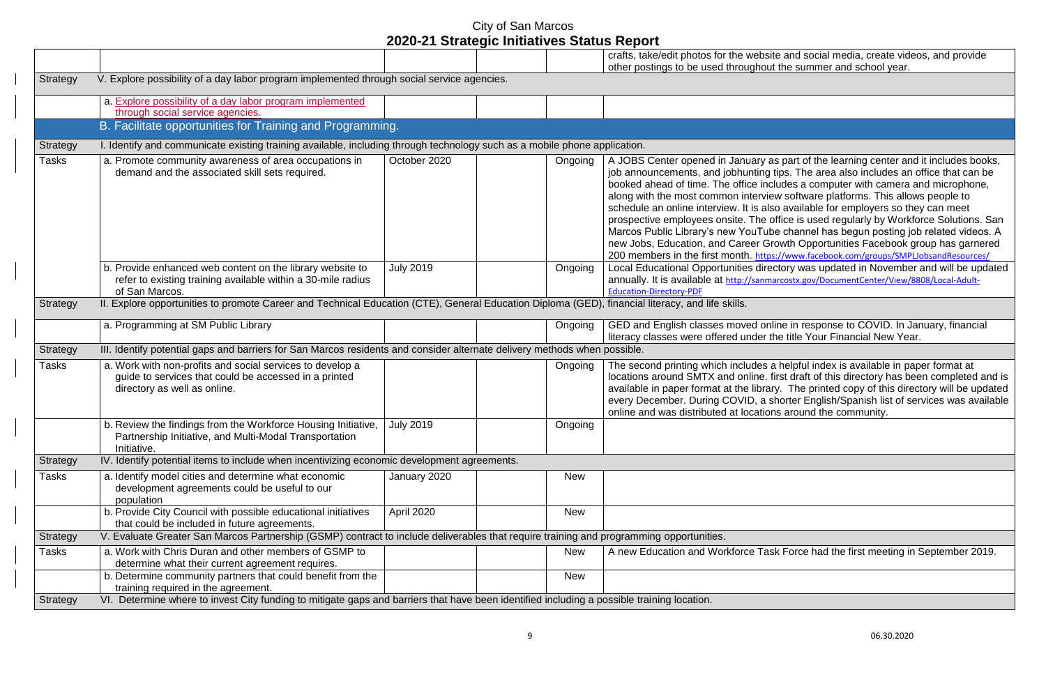# City of San Marcos
## 2020-21 Strategic Initiatives Status Report

| | | | | | |
|---|---|---|---|---|---|
| | | | | | crafts, take/edit photos for the website and social media, create videos, and provide other postings to be used throughout the summer and school year. |
| Strategy | V. Explore possibility of a day labor program implemented through social service agencies. | | | | |
| | a. Explore possibility of a day labor program implemented through social service agencies. | | | | |
| | **B. Facilitate opportunities for Training and Programming.** | | | | |
| Strategy | I. Identify and communicate existing training available, including through technology such as a mobile phone application. | | | | |
| Tasks | a. Promote community awareness of area occupations in demand and the associated skill sets required. | October 2020 | | Ongoing | A JOBS Center opened in January as part of the learning center and it includes books, job announcements, and jobhunting tips. The area also includes an office that can be booked ahead of time. The office includes a computer with camera and microphone, along with the most common interview software platforms. This allows people to schedule an online interview. It is also available for employers so they can meet prospective employees onsite. The office is used regularly by Workforce Solutions. San Marcos Public Library's new YouTube channel has begun posting job related videos. A new Jobs, Education, and Career Growth Opportunities Facebook group has garnered 200 members in the first month. https://www.facebook.com/groups/SMPLJobsandResources/ |
| | b. Provide enhanced web content on the library website to refer to existing training available within a 30-mile radius of San Marcos. | July 2019 | | Ongoing | Local Educational Opportunities directory was updated in November and will be updated annually. It is available at http://sanmarcostx.gov/DocumentCenter/View/8808/Local-Adult-Education-Directory-PDF |
| Strategy | II. Explore opportunities to promote Career and Technical Education (CTE), General Education Diploma (GED), financial literacy, and life skills. | | | | |
| | a. Programming at SM Public Library | | | Ongoing | GED and English classes moved online in response to COVID. In January, financial literacy classes were offered under the title Your Financial New Year. |
| Strategy | III. Identify potential gaps and barriers for San Marcos residents and consider alternate delivery methods when possible. | | | | |
| Tasks | a. Work with non-profits and social services to develop a guide to services that could be accessed in a printed directory as well as online. | | | Ongoing | The second printing which includes a helpful index is available in paper format at locations around SMTX and online. first draft of this directory has been completed and is available in paper format at the library. The printed copy of this directory will be updated every December. During COVID, a shorter English/Spanish list of services was available online and was distributed at locations around the community. |
| | b. Review the findings from the Workforce Housing Initiative, Partnership Initiative, and Multi-Modal Transportation Initiative. | July 2019 | | Ongoing | |
| Strategy | IV. Identify potential items to include when incentivizing economic development agreements. | | | | |
| Tasks | a. Identify model cities and determine what economic development agreements could be useful to our population | January 2020 | | New | |
| | b. Provide City Council with possible educational initiatives that could be included in future agreements. | April 2020 | | New | |
| Strategy | V. Evaluate Greater San Marcos Partnership (GSMP) contract to include deliverables that require training and programming opportunities. | | | | |
| Tasks | a. Work with Chris Duran and other members of GSMP to determine what their current agreement requires. | | | New | A new Education and Workforce Task Force had the first meeting in September 2019. |
| | b. Determine community partners that could benefit from the training required in the agreement. | | | New | |
| Strategy | VI. Determine where to invest City funding to mitigate gaps and barriers that have been identified including a possible training location. | | | | |

06.30.2020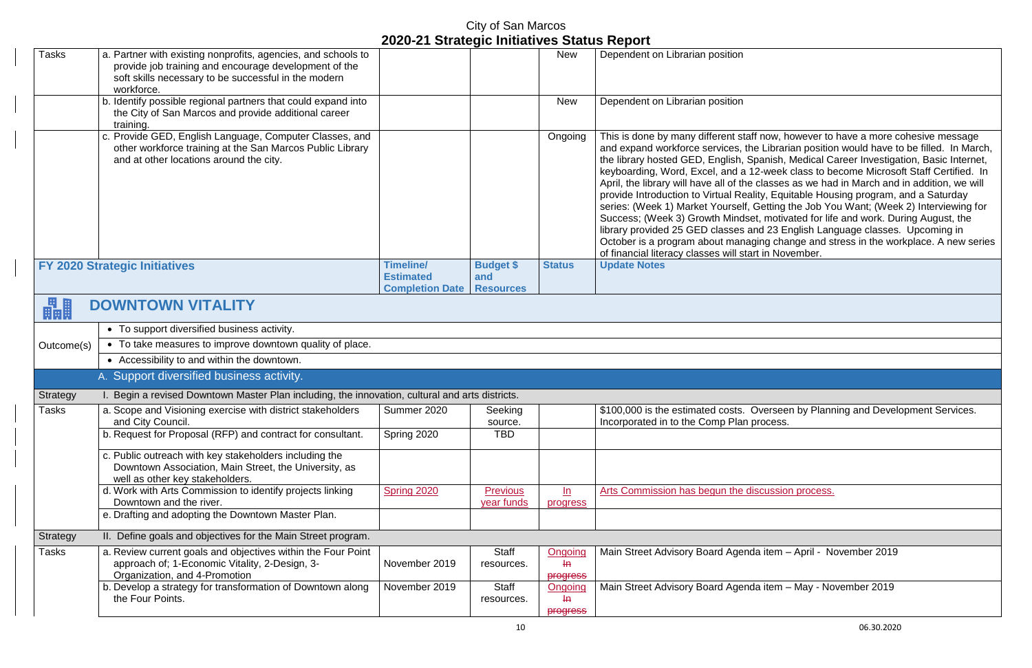# City of San Marcos
## 2020-21 Strategic Initiatives Status Report

| | | | | | |
|---|---|---|---|---|---|
| Tasks | a. Partner with existing nonprofits, agencies, and schools to provide job training and encourage development of the soft skills necessary to be successful in the modern workforce. | | | New | Dependent on Librarian position |
| | b. Identify possible regional partners that could expand into the City of San Marcos and provide additional career training. | | | New | Dependent on Librarian position |
| | c. Provide GED, English Language, Computer Classes, and other workforce training at the San Marcos Public Library and at other locations around the city. | | | Ongoing | This is done by many different staff now, however to have a more cohesive message and expand workforce services, the Librarian position would have to be filled. In March, the library hosted GED, English, Spanish, Medical Career Investigation, Basic Internet, keyboarding, Word, Excel, and a 12-week class to become Microsoft Staff Certified. In April, the library will have all of the classes as we had in March and in addition, we will provide Introduction to Virtual Reality, Equitable Housing program, and a Saturday series: (Week 1) Market Yourself, Getting the Job You Want; (Week 2) Interviewing for Success; (Week 3) Growth Mindset, motivated for life and work. During August, the library provided 25 GED classes and 23 English Language classes. Upcoming in October is a program about managing change and stress in the workplace. A new series of financial literacy classes will start in November. |

| FY 2020 Strategic Initiatives | | Timeline/ Estimated Completion Date | Budget $ and Resources | Status | Update Notes |
|---|---|---|---|---|---|
| **DOWNTOWN VITALITY** | | | | | |
| Outcome(s) | • To support diversified business activity. | | | | |
| | • To take measures to improve downtown quality of place. | | | | |
| | • Accessibility to and within the downtown. | | | | |
| | A. Support diversified business activity. | | | | |
| Strategy | I. Begin a revised Downtown Master Plan including, the innovation, cultural and arts districts. | | | | |
| Tasks | a. Scope and Visioning exercise with district stakeholders and City Council. | Summer 2020 | Seeking source. | | $100,000 is the estimated costs. Overseen by Planning and Development Services. Incorporated in to the Comp Plan process. |
| | b. Request for Proposal (RFP) and contract for consultant. | Spring 2020 | TBD | | |
| | c. Public outreach with key stakeholders including the Downtown Association, Main Street, the University, as well as other key stakeholders. | | | | |
| | d. Work with Arts Commission to identify projects linking Downtown and the river. | Spring 2020 | Previous year funds | In progress | Arts Commission has begun the discussion process. |
| | e. Drafting and adopting the Downtown Master Plan. | | | | |
| Strategy | II. Define goals and objectives for the Main Street program. | | | | |
| Tasks | a. Review current goals and objectives within the Four Point approach of; 1-Economic Vitality, 2-Design, 3-Organization, and 4-Promotion | November 2019 | Staff resources. | Ongoing ~~In progress~~ | Main Street Advisory Board Agenda item – April - November 2019 |
| | b. Develop a strategy for transformation of Downtown along the Four Points. | November 2019 | Staff resources. | Ongoing ~~In progress~~ | Main Street Advisory Board Agenda item – May - November 2019 |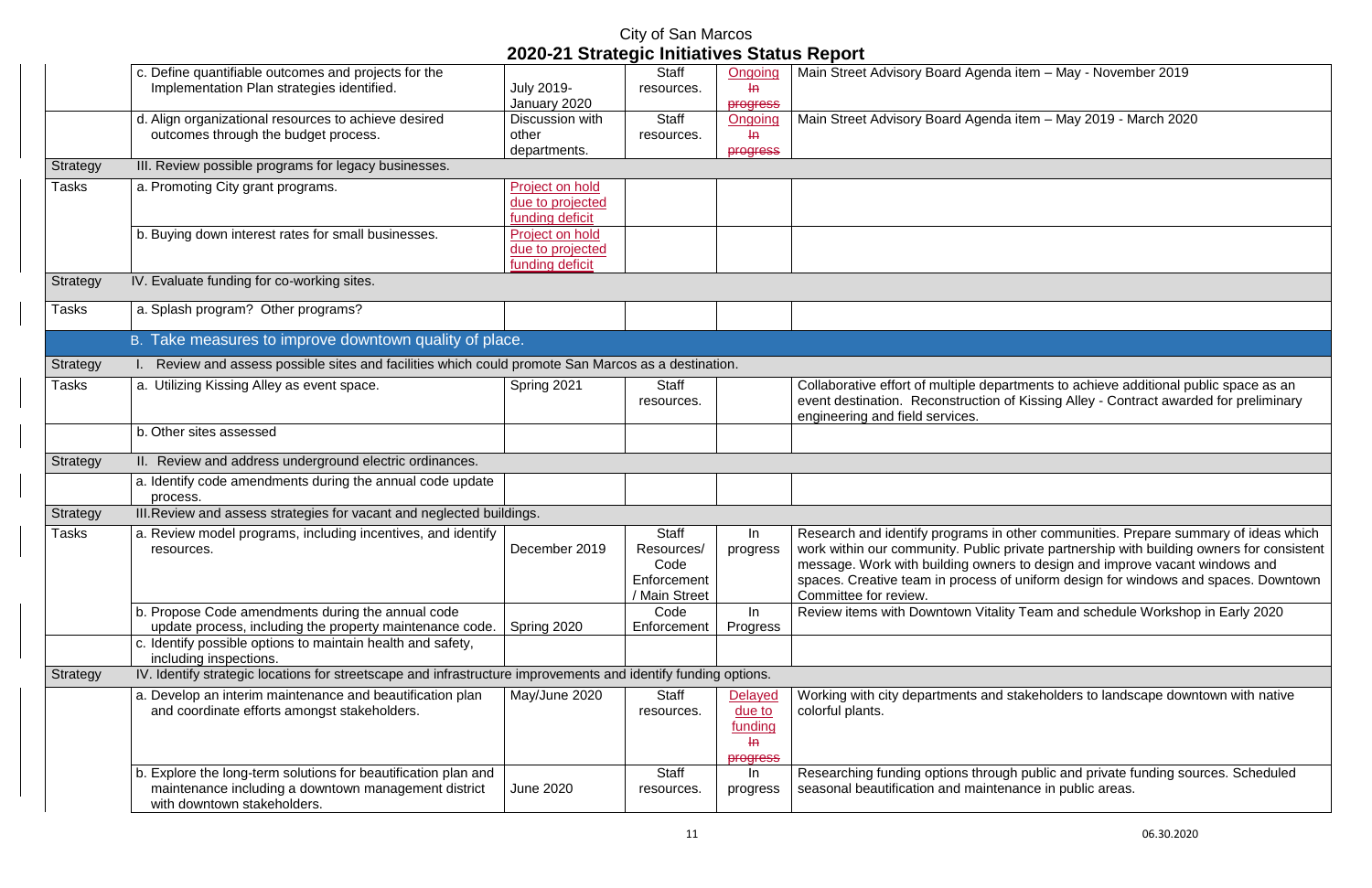# City of San Marcos
## 2020-21 Strategic Initiatives Status Report

| | | | | | |
|---|---|---|---|---|---|
| | c. Define quantifiable outcomes and projects for the Implementation Plan strategies identified. | July 2019- January 2020 | Staff resources. | Ongoing ~~In progress~~ | Main Street Advisory Board Agenda item – May - November 2019 |
| | d. Align organizational resources to achieve desired outcomes through the budget process. | Discussion with other departments. | Staff resources. | Ongoing ~~In progress~~ | Main Street Advisory Board Agenda item – May 2019 - March 2020 |
| Strategy | III. Review possible programs for legacy businesses. | | | | |
| Tasks | a. Promoting City grant programs. | Project on hold due to projected funding deficit | | | |
| | b. Buying down interest rates for small businesses. | Project on hold due to projected funding deficit | | | |
| Strategy | IV. Evaluate funding for co-working sites. | | | | |
| Tasks | a. Splash program? Other programs? | | | | |
| | **B. Take measures to improve downtown quality of place.** | | | | |
| Strategy | I. Review and assess possible sites and facilities which could promote San Marcos as a destination. | | | | |
| Tasks | a. Utilizing Kissing Alley as event space. | Spring 2021 | Staff resources. | | Collaborative effort of multiple departments to achieve additional public space as an event destination. Reconstruction of Kissing Alley - Contract awarded for preliminary engineering and field services. |
| | b. Other sites assessed | | | | |
| Strategy | II. Review and address underground electric ordinances. | | | | |
| | a. Identify code amendments during the annual code update process. | | | | |
| Strategy | III. Review and assess strategies for vacant and neglected buildings. | | | | |
| Tasks | a. Review model programs, including incentives, and identify resources. | December 2019 | Staff Resources/ Code Enforcement / Main Street | In progress | Research and identify programs in other communities. Prepare summary of ideas which work within our community. Public private partnership with building owners for consistent message. Work with building owners to design and improve vacant windows and spaces. Creative team in process of uniform design for windows and spaces. Downtown Committee for review. |
| | b. Propose Code amendments during the annual code update process, including the property maintenance code. | Spring 2020 | Code Enforcement | In Progress | Review items with Downtown Vitality Team and schedule Workshop in Early 2020 |
| | c. Identify possible options to maintain health and safety, including inspections. | | | | |
| Strategy | IV. Identify strategic locations for streetscape and infrastructure improvements and identify funding options. | | | | |
| | a. Develop an interim maintenance and beautification plan and coordinate efforts amongst stakeholders. | May/June 2020 | Staff resources. | Delayed due to funding ~~In progress~~ | Working with city departments and stakeholders to landscape downtown with native colorful plants. |
| | b. Explore the long-term solutions for beautification plan and maintenance including a downtown management district with downtown stakeholders. | June 2020 | Staff resources. | In progress | Researching funding options through public and private funding sources. Scheduled seasonal beautification and maintenance in public areas. |

06.30.2020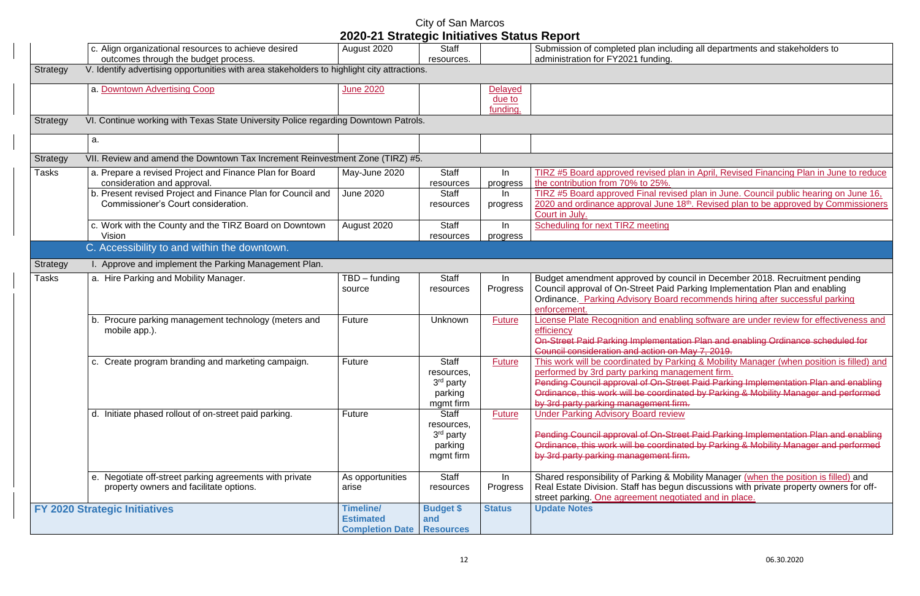# City of San Marcos
## 2020-21 Strategic Initiatives Status Report

| | | | | | |
|---|---|---|---|---|---|
| | c. Align organizational resources to achieve desired outcomes through the budget process. | August 2020 | Staff resources. | | Submission of completed plan including all departments and stakeholders to administration for FY2021 funding. |
| Strategy | V. Identify advertising opportunities with area stakeholders to highlight city attractions. | | | | |
| | a. Downtown Advertising Coop | June 2020 | | Delayed due to funding. | |
| Strategy | VI. Continue working with Texas State University Police regarding Downtown Patrols. | | | | |
| | a. | | | | |
| Strategy | VII. Review and amend the Downtown Tax Increment Reinvestment Zone (TIRZ) #5. | | | | |
| Tasks | a. Prepare a revised Project and Finance Plan for Board consideration and approval. | May-June 2020 | Staff resources | In progress | TIRZ #5 Board approved revised plan in April, Revised Financing Plan in June to reduce the contribution from 70% to 25%. |
| | b. Present revised Project and Finance Plan for Council and Commissioner's Court consideration. | June 2020 | Staff resources | In progress | TIRZ #5 Board approved Final revised plan in June. Council public hearing on June 16, 2020 and ordinance approval June 18th. Revised plan to be approved by Commissioners Court in July. |
| | c. Work with the County and the TIRZ Board on Downtown Vision | August 2020 | Staff resources | In progress | Scheduling for next TIRZ meeting |
| | **C. Accessibility to and within the downtown.** | | | | |
| Strategy | I. Approve and implement the Parking Management Plan. | | | | |
| Tasks | a. Hire Parking and Mobility Manager. | TBD – funding source | Staff resources | In Progress | Budget amendment approved by council in December 2018. Recruitment pending Council approval of On-Street Paid Parking Implementation Plan and enabling Ordinance. Parking Advisory Board recommends hiring after successful parking enforcement. |
| | b. Procure parking management technology (meters and mobile app.). | Future | Unknown | Future | License Plate Recognition and enabling software are under review for effectiveness and efficiency ~~On-Street Paid Parking Implementation Plan and enabling Ordinance scheduled for Council consideration and action on May 7, 2019.~~ |
| | c. Create program branding and marketing campaign. | Future | Staff resources, 3rd party parking mgmt firm | Future | This work will be coordinated by Parking & Mobility Manager (when position is filled) and performed by 3rd party parking management firm. ~~Pending Council approval of On-Street Paid Parking Implementation Plan and enabling Ordinance, this work will be coordinated by Parking & Mobility Manager and performed by 3rd party parking management firm.~~ |
| | d. Initiate phased rollout of on-street paid parking. | Future | Staff resources, 3rd party parking mgmt firm | Future | Under Parking Advisory Board review ~~Pending Council approval of On-Street Paid Parking Implementation Plan and enabling Ordinance, this work will be coordinated by Parking & Mobility Manager and performed by 3rd party parking management firm.~~ |
| | e. Negotiate off-street parking agreements with private property owners and facilitate options. | As opportunities arise | Staff resources | In Progress | Shared responsibility of Parking & Mobility Manager (when the position is filled) and Real Estate Division. Staff has begun discussions with private property owners for off-street parking. One agreement negotiated and in place. |
| **FY 2020 Strategic Initiatives** | | **Timeline/ Estimated Completion Date** | **Budget $ and Resources** | **Status** | **Update Notes** |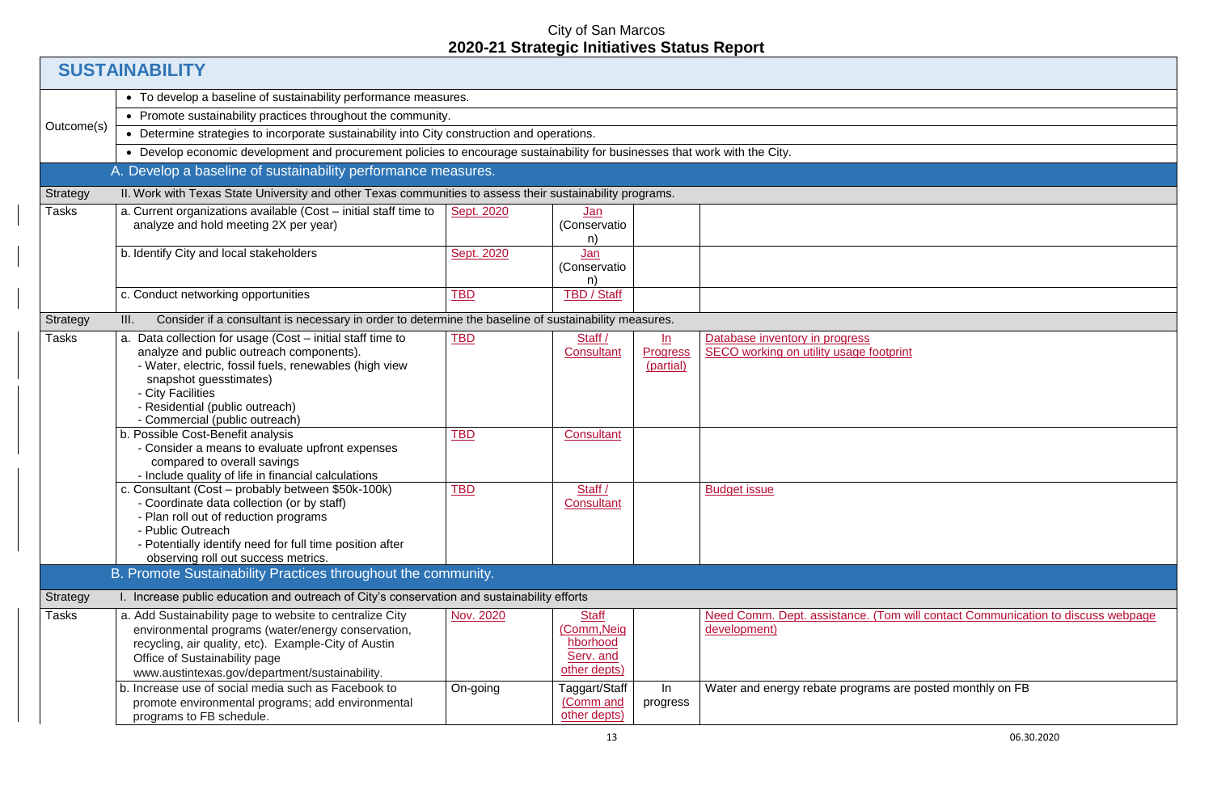City of San Marcos
**2020-21 Strategic Initiatives Status Report**

## SUSTAINABILITY

| | | | | | |
|---|---|---|---|---|---|
| Outcome(s) | • To develop a baseline of sustainability performance measures. | | | | |
| | • Promote sustainability practices throughout the community. | | | | |
| | • Determine strategies to incorporate sustainability into City construction and operations. | | | | |
| | • Develop economic development and procurement policies to encourage sustainability for businesses that work with the City. | | | | |
| | **A. Develop a baseline of sustainability performance measures.** | | | | |
| Strategy | II. Work with Texas State University and other Texas communities to assess their sustainability programs. | | | | |
| Tasks | a. Current organizations available (Cost – initial staff time to analyze and hold meeting 2X per year) | Sept. 2020 | Jan (Conservation) | | |
| | b. Identify City and local stakeholders | Sept. 2020 | Jan (Conservation) | | |
| | c. Conduct networking opportunities | TBD | TBD / Staff | | |
| Strategy | III. Consider if a consultant is necessary in order to determine the baseline of sustainability measures. | | | | |
| Tasks | a. Data collection for usage (Cost – initial staff time to analyze and public outreach components).<br>- Water, electric, fossil fuels, renewables (high view snapshot guesstimates)<br>- City Facilities<br>- Residential (public outreach)<br>- Commercial (public outreach) | TBD | Staff / Consultant | In Progress (partial) | Database inventory in progress<br>SECO working on utility usage footprint |
| | b. Possible Cost-Benefit analysis<br>- Consider a means to evaluate upfront expenses compared to overall savings<br>- Include quality of life in financial calculations | TBD | Consultant | | |
| | c. Consultant (Cost – probably between $50k-100k)<br>- Coordinate data collection (or by staff)<br>- Plan roll out of reduction programs<br>- Public Outreach<br>- Potentially identify need for full time position after observing roll out success metrics. | TBD | Staff / Consultant | | Budget issue |
| | **B. Promote Sustainability Practices throughout the community.** | | | | |
| Strategy | I. Increase public education and outreach of City's conservation and sustainability efforts | | | | |
| Tasks | a. Add Sustainability page to website to centralize City environmental programs (water/energy conservation, recycling, air quality, etc). Example-City of Austin Office of Sustainability page www.austintexas.gov/department/sustainability. | Nov. 2020 | Staff (Comm, Neighborhood Serv. and other depts) | | Need Comm. Dept. assistance. (Tom will contact Communication to discuss webpage development) |
| | b. Increase use of social media such as Facebook to promote environmental programs; add environmental programs to FB schedule. | On-going | Taggart/Staff (Comm and other depts) | In progress | Water and energy rebate programs are posted monthly on FB |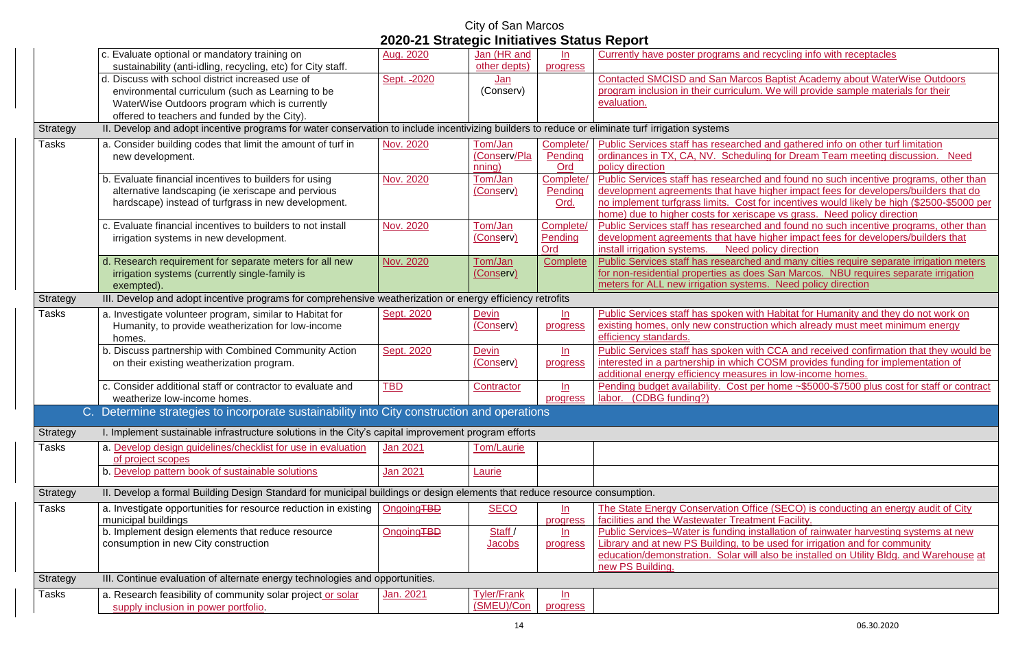# City of San Marcos
## 2020-21 Strategic Initiatives Status Report

| | | | | | |
|---|---|---|---|---|---|
| | c. Evaluate optional or mandatory training on sustainability (anti-idling, recycling, etc) for City staff. | Aug. 2020 | Jan (HR and other depts) | In progress | Currently have poster programs and recycling info with receptacles |
| | d. Discuss with school district increased use of environmental curriculum (such as Learning to be WaterWise Outdoors program which is currently offered to teachers and funded by the City). | Sept. -2020 | Jan (Conserv) | | Contacted SMCISD and San Marcos Baptist Academy about WaterWise Outdoors program inclusion in their curriculum. We will provide sample materials for their evaluation. |
| Strategy | II. Develop and adopt incentive programs for water conservation to include incentivizing builders to reduce or eliminate turf irrigation systems | | | | |
| Tasks | a. Consider building codes that limit the amount of turf in new development. | Nov. 2020 | Tom/Jan (Conserv/Planning) | Complete/ Pending Ord | Public Services staff has researched and gathered info on other turf limitation ordinances in TX, CA, NV. Scheduling for Dream Team meeting discussion. Need policy direction |
| | b. Evaluate financial incentives to builders for using alternative landscaping (ie xeriscape and pervious hardscape) instead of turfgrass in new development. | Nov. 2020 | Tom/Jan (Conserv) | Complete/ Pending Ord. | Public Services staff has researched and found no such incentive programs, other than development agreements that have higher impact fees for developers/builders that do no implement turfgrass limits. Cost for incentives would likely be high ($2500-$5000 per home) due to higher costs for xeriscape vs grass. Need policy direction |
| | c. Evaluate financial incentives to builders to not install irrigation systems in new development. | Nov. 2020 | Tom/Jan (Conserv) | Complete/ Pending Ord | Public Services staff has researched and found no such incentive programs, other than development agreements that have higher impact fees for developers/builders that install irrigation systems. Need policy direction |
| | d. Research requirement for separate meters for all new irrigation systems (currently single-family is exempted). | Nov. 2020 | Tom/Jan (Conserv) | Complete | Public Services staff has researched and many cities require separate irrigation meters for non-residential properties as does San Marcos. NBU requires separate irrigation meters for ALL new irrigation systems. Need policy direction |
| Strategy | III. Develop and adopt incentive programs for comprehensive weatherization or energy efficiency retrofits | | | | |
| Tasks | a. Investigate volunteer program, similar to Habitat for Humanity, to provide weatherization for low-income homes. | Sept. 2020 | Devin (Conserv) | In progress | Public Services staff has spoken with Habitat for Humanity and they do not work on existing homes, only new construction which already must meet minimum energy efficiency standards. |
| | b. Discuss partnership with Combined Community Action on their existing weatherization program. | Sept. 2020 | Devin (Conserv) | In progress | Public Services staff has spoken with CCA and received confirmation that they would be interested in a partnership in which COSM provides funding for implementation of additional energy efficiency measures in low-income homes. |
| | c. Consider additional staff or contractor to evaluate and weatherize low-income homes. | TBD | Contractor | In progress | Pending budget availability. Cost per home ~$5000-$7500 plus cost for staff or contract labor. (CDBG funding?) |
| **C.** | **Determine strategies to incorporate sustainability into City construction and operations** | | | | |
| Strategy | I. Implement sustainable infrastructure solutions in the City's capital improvement program efforts | | | | |
| Tasks | a. Develop design guidelines/checklist for use in evaluation of project scopes | Jan 2021 | Tom/Laurie | | |
| | b. Develop pattern book of sustainable solutions | Jan 2021 | Laurie | | |
| Strategy | II. Develop a formal Building Design Standard for municipal buildings or design elements that reduce resource consumption. | | | | |
| Tasks | a. Investigate opportunities for resource reduction in existing municipal buildings | Ongoing~~TBD~~ | SECO | In progress | The State Energy Conservation Office (SECO) is conducting an energy audit of City facilities and the Wastewater Treatment Facility. |
| | b. Implement design elements that reduce resource consumption in new City construction | Ongoing~~TBD~~ | Staff / Jacobs | In progress | Public Services–Water is funding installation of rainwater harvesting systems at new Library and at new PS Building, to be used for irrigation and for community education/demonstration. Solar will also be installed on Utility Bldg. and Warehouse at new PS Building. |
| Strategy | III. Continue evaluation of alternate energy technologies and opportunities. | | | | |
| Tasks | a. Research feasibility of community solar project or solar supply inclusion in power portfolio. | Jan. 2021 | Tyler/Frank (SMEU)/Con | In progress | |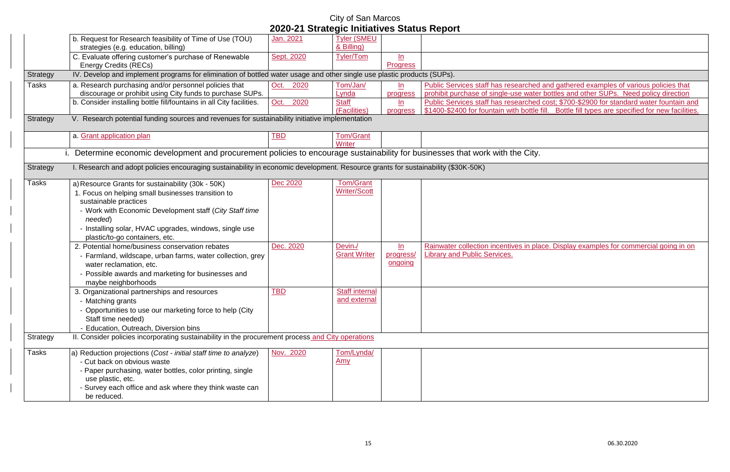# City of San Marcos
## 2020-21 Strategic Initiatives Status Report

| | | | | | |
|---|---|---|---|---|---|
| | b. Request for Research feasibility of Time of Use (TOU) strategies (e.g. education, billing) | Jan. 2021 | Tyler (SMEU & Billing) | | |
| | C. Evaluate offering customer's purchase of Renewable Energy Credits (RECs) | Sept. 2020 | Tyler/Tom | In Progress | |
| Strategy | IV. Develop and implement programs for elimination of bottled water usage and other single use plastic products (SUPs). | | | | |
| Tasks | a. Research purchasing and/or personnel policies that discourage or prohibit using City funds to purchase SUPs. | Oct. 2020 | Tom/Jan/ Lynda | In progress | Public Services staff has researched and gathered examples of various policies that prohibit purchase of single-use water bottles and other SUPs. Need policy direction |
| | b. Consider installing bottle fill/fountains in all City facilities. | Oct. 2020 | Staff (Facilities) | In progress | Public Services staff has researched cost; $700-$2900 for standard water fountain and $1400-$2400 for fountain with bottle fill. Bottle fill types are specified for new facilities. |
| Strategy | V. Research potential funding sources and revenues for sustainability initiative implementation | | | | |
| | a. Grant application plan | TBD | Tom/Grant Writer | | |
| | i. Determine economic development and procurement policies to encourage sustainability for businesses that work with the City. | | | | |
| Strategy | I. Research and adopt policies encouraging sustainability in economic development. Resource grants for sustainability ($30K-50K) | | | | |
| Tasks | a) Resource Grants for sustainability (30k - 50K)<br>1. Focus on helping small businesses transition to sustainable practices<br>- Work with Economic Development staff (*City Staff time needed*)<br>- Installing solar, HVAC upgrades, windows, single use plastic/to-go containers, etc. | Dec 2020 | Tom/Grant Writer/Scott | | |
| | 2. Potential home/business conservation rebates<br>- Farmland, wildscape, urban farms, water collection, grey water reclamation, etc.<br>- Possible awards and marketing for businesses and maybe neighborhoods | Dec. 2020 | Devin-/ Grant Writer | In progress/ ongoing | Rainwater collection incentives in place. Display examples for commercial going in on Library and Public Services. |
| | 3. Organizational partnerships and resources<br>- Matching grants<br>- Opportunities to use our marketing force to help (City Staff time needed)<br>- Education, Outreach, Diversion bins | TBD | Staff internal and external | | |
| Strategy | II. Consider policies incorporating sustainability in the procurement process and City operations | | | | |
| Tasks | a) Reduction projections (*Cost - initial staff time to analyze*)<br>- Cut back on obvious waste<br>- Paper purchasing, water bottles, color printing, single use plastic, etc.<br>- Survey each office and ask where they think waste can be reduced. | Nov. 2020 | Tom/Lynda/ Amy | | |